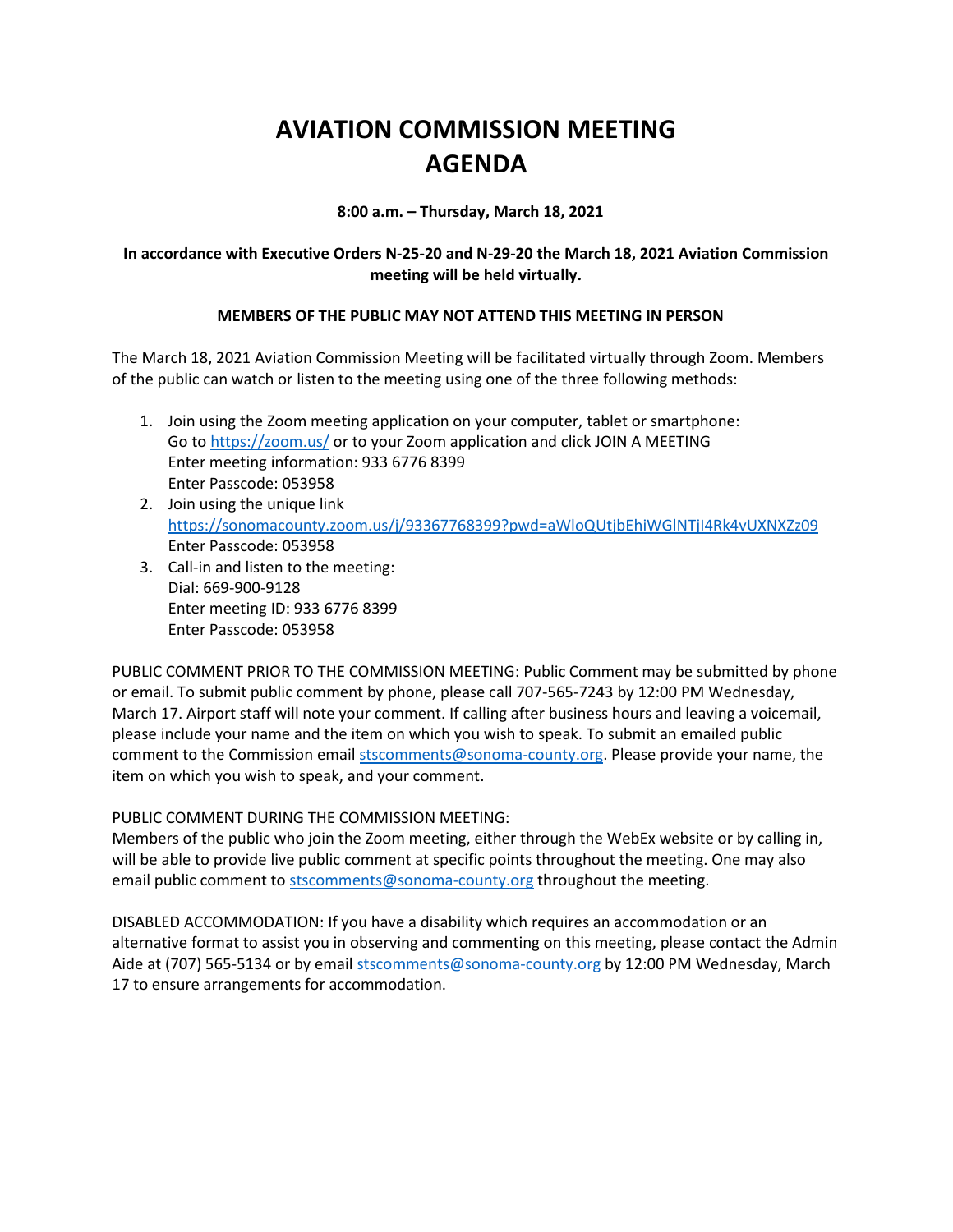# AVIATION COMMISSION MEETING AGENDA

**8:00 a.m. – Thursday, March 18, 2021**

**In accordance with Executive Orders N-25-20 and N-29-20 the March 18, 2021 Aviation Commission meeting will be held virtually.**

**MEMBERS OF THE PUBLIC MAY NOT ATTEND THIS MEETING IN PERSON**

The March 18, 2021 Aviation Commission Meeting will be facilitated virtually through Zoom. Members of the public can watch or listen to the meeting using one of the three following methods:

1. Join using the Zoom meeting application on your computer, tablet or smartphone:
   Go to https://zoom.us/ or to your Zoom application and click JOIN A MEETING
   Enter meeting information: 933 6776 8399
   Enter Passcode: 053958
2. Join using the unique link
   https://sonomacounty.zoom.us/j/93367768399?pwd=aWloQUtjbEhiWGlNTjI4Rk4vUXNXZz09
   Enter Passcode: 053958
3. Call-in and listen to the meeting:
   Dial: 669-900-9128
   Enter meeting ID: 933 6776 8399
   Enter Passcode: 053958

PUBLIC COMMENT PRIOR TO THE COMMISSION MEETING: Public Comment may be submitted by phone or email. To submit public comment by phone, please call 707-565-7243 by 12:00 PM Wednesday, March 17. Airport staff will note your comment. If calling after business hours and leaving a voicemail, please include your name and the item on which you wish to speak. To submit an emailed public comment to the Commission email stscomments@sonoma-county.org. Please provide your name, the item on which you wish to speak, and your comment.

PUBLIC COMMENT DURING THE COMMISSION MEETING:
Members of the public who join the Zoom meeting, either through the WebEx website or by calling in, will be able to provide live public comment at specific points throughout the meeting. One may also email public comment to stscomments@sonoma-county.org throughout the meeting.

DISABLED ACCOMMODATION: If you have a disability which requires an accommodation or an alternative format to assist you in observing and commenting on this meeting, please contact the Admin Aide at (707) 565-5134 or by email stscomments@sonoma-county.org by 12:00 PM Wednesday, March 17 to ensure arrangements for accommodation.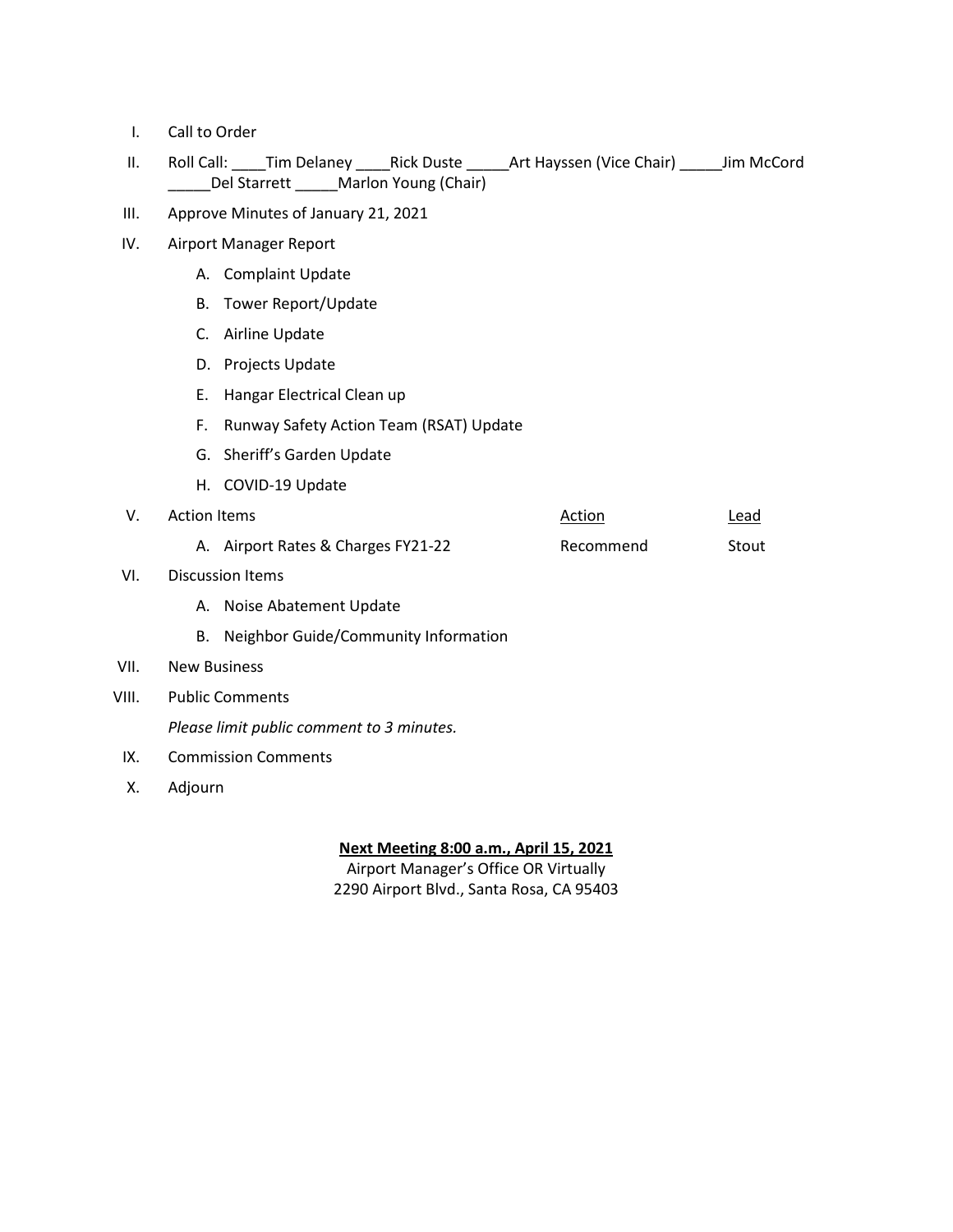I. Call to Order

II. Roll Call: ____Tim Delaney ____Rick Duste _____Art Hayssen (Vice Chair) _____Jim McCord _____Del Starrett _____Marlon Young (Chair)

III. Approve Minutes of January 21, 2021

IV. Airport Manager Report

  A. Complaint Update

  B. Tower Report/Update

  C. Airline Update

  D. Projects Update

  E. Hangar Electrical Clean up

  F. Runway Safety Action Team (RSAT) Update

  G. Sheriff's Garden Update

  H. COVID-19 Update

| V. Action Items | Action | Lead |
|---|---|---|
| A. Airport Rates & Charges FY21-22 | Recommend | Stout |

VI. Discussion Items

  A. Noise Abatement Update

  B. Neighbor Guide/Community Information

VII. New Business

VIII. Public Comments

*Please limit public comment to 3 minutes.*

IX. Commission Comments

X. Adjourn

**Next Meeting 8:00 a.m., April 15, 2021**

Airport Manager's Office OR Virtually
2290 Airport Blvd., Santa Rosa, CA 95403